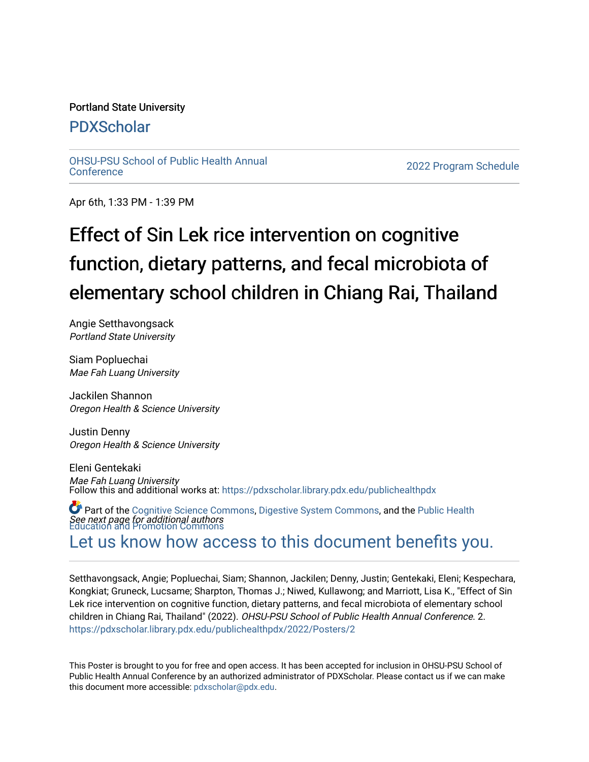Portland State University

# PDXScholar

OHSU-PSU School of Public Health Annual Conference

2022 Program Schedule

Apr 6th, 1:33 PM - 1:39 PM

# Effect of Sin Lek rice intervention on cognitive function, dietary patterns, and fecal microbiota of elementary school children in Chiang Rai, Thailand

Angie Setthavongsack
*Portland State University*

Siam Popluechai
*Mae Fah Luang University*

Jackilen Shannon
*Oregon Health & Science University*

Justin Denny
*Oregon Health & Science University*

Eleni Gentekaki
*Mae Fah Luang University*

*See next page for additional authors*

Follow this and additional works at: https://pdxscholar.library.pdx.edu/publichealthpdx

Part of the Cognitive Science Commons, Digestive System Commons, and the Public Health Education and Promotion Commons

Let us know how access to this document benefits you.

Setthavongsack, Angie; Popluechai, Siam; Shannon, Jackilen; Denny, Justin; Gentekaki, Eleni; Kespechara, Kongkiat; Gruneck, Lucsame; Sharpton, Thomas J.; Niwed, Kullawong; and Marriott, Lisa K., "Effect of Sin Lek rice intervention on cognitive function, dietary patterns, and fecal microbiota of elementary school children in Chiang Rai, Thailand" (2022). *OHSU-PSU School of Public Health Annual Conference*. 2.
https://pdxscholar.library.pdx.edu/publichealthpdx/2022/Posters/2

This Poster is brought to you for free and open access. It has been accepted for inclusion in OHSU-PSU School of Public Health Annual Conference by an authorized administrator of PDXScholar. Please contact us if we can make this document more accessible: pdxscholar@pdx.edu.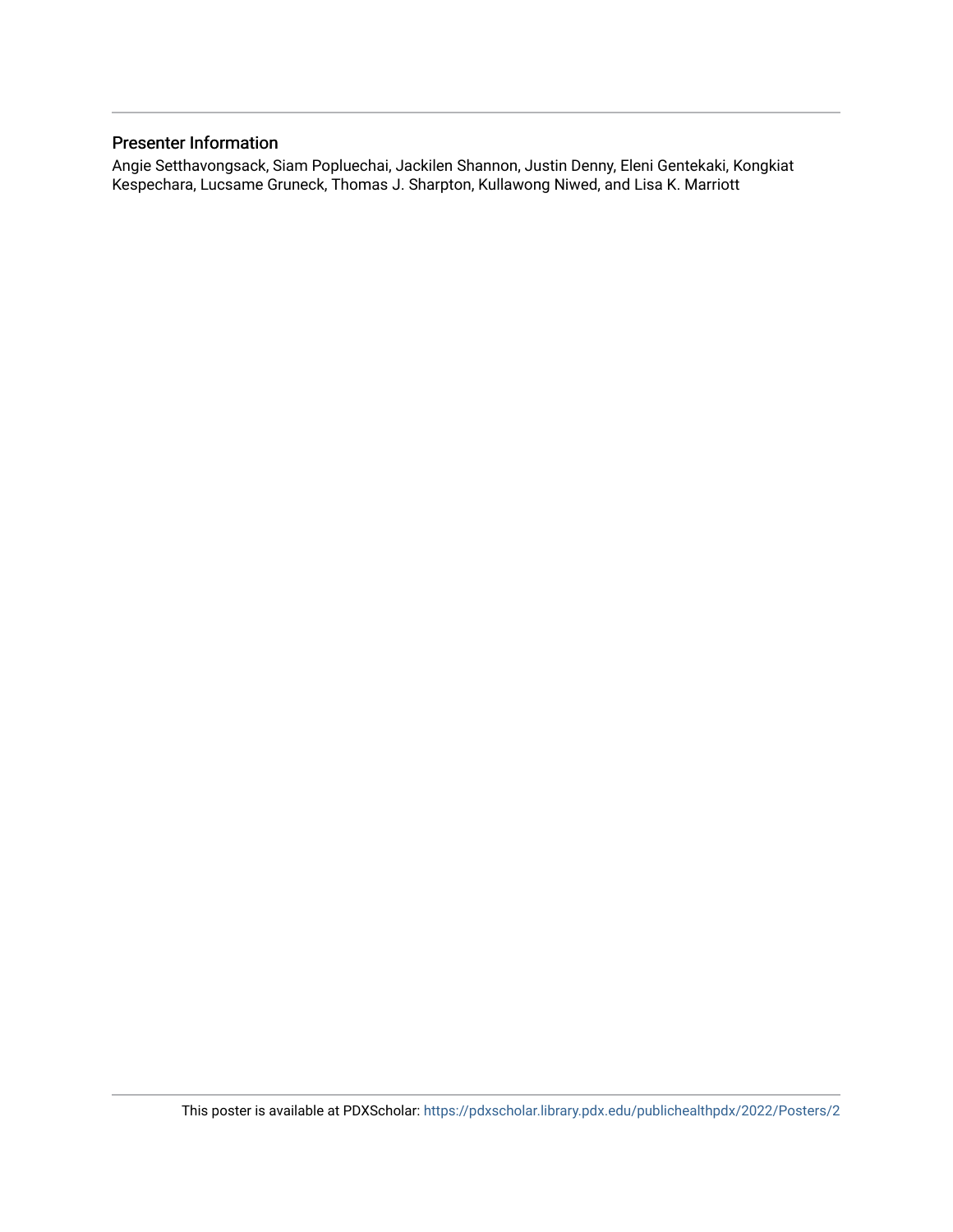## Presenter Information

Angie Setthavongsack, Siam Popluechai, Jackilen Shannon, Justin Denny, Eleni Gentekaki, Kongkiat Kespechara, Lucsame Gruneck, Thomas J. Sharpton, Kullawong Niwed, and Lisa K. Marriott

This poster is available at PDXScholar: https://pdxscholar.library.pdx.edu/publichealthpdx/2022/Posters/2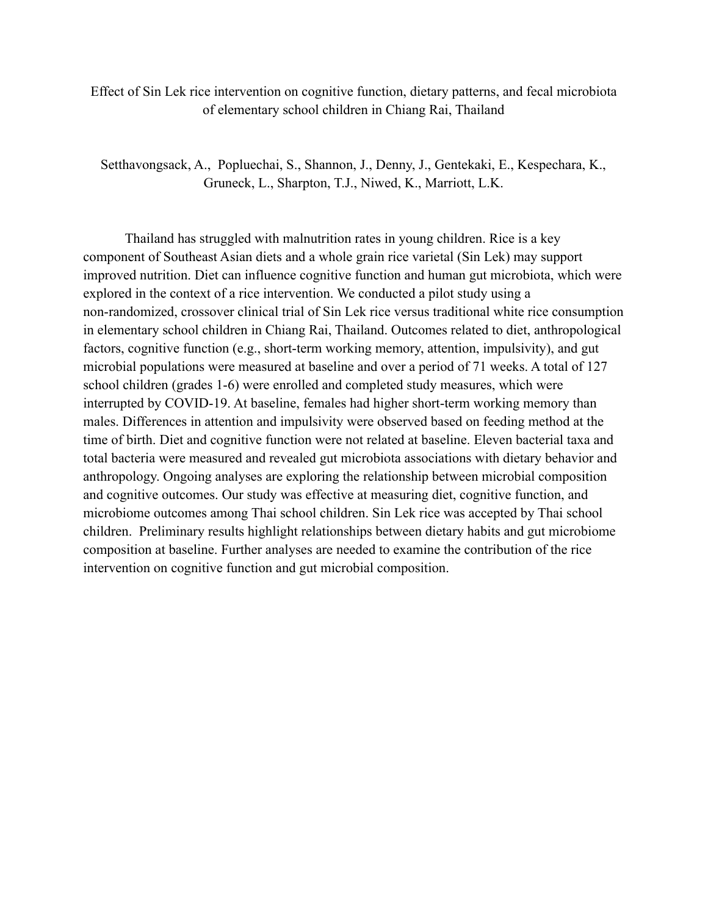# Effect of Sin Lek rice intervention on cognitive function, dietary patterns, and fecal microbiota of elementary school children in Chiang Rai, Thailand

Setthavongsack, A., Popluechai, S., Shannon, J., Denny, J., Gentekaki, E., Kespechara, K., Gruneck, L., Sharpton, T.J., Niwed, K., Marriott, L.K.

Thailand has struggled with malnutrition rates in young children. Rice is a key component of Southeast Asian diets and a whole grain rice varietal (Sin Lek) may support improved nutrition. Diet can influence cognitive function and human gut microbiota, which were explored in the context of a rice intervention. We conducted a pilot study using a non-randomized, crossover clinical trial of Sin Lek rice versus traditional white rice consumption in elementary school children in Chiang Rai, Thailand. Outcomes related to diet, anthropological factors, cognitive function (e.g., short-term working memory, attention, impulsivity), and gut microbial populations were measured at baseline and over a period of 71 weeks. A total of 127 school children (grades 1-6) were enrolled and completed study measures, which were interrupted by COVID-19. At baseline, females had higher short-term working memory than males. Differences in attention and impulsivity were observed based on feeding method at the time of birth. Diet and cognitive function were not related at baseline. Eleven bacterial taxa and total bacteria were measured and revealed gut microbiota associations with dietary behavior and anthropology. Ongoing analyses are exploring the relationship between microbial composition and cognitive outcomes. Our study was effective at measuring diet, cognitive function, and microbiome outcomes among Thai school children. Sin Lek rice was accepted by Thai school children. Preliminary results highlight relationships between dietary habits and gut microbiome composition at baseline. Further analyses are needed to examine the contribution of the rice intervention on cognitive function and gut microbial composition.